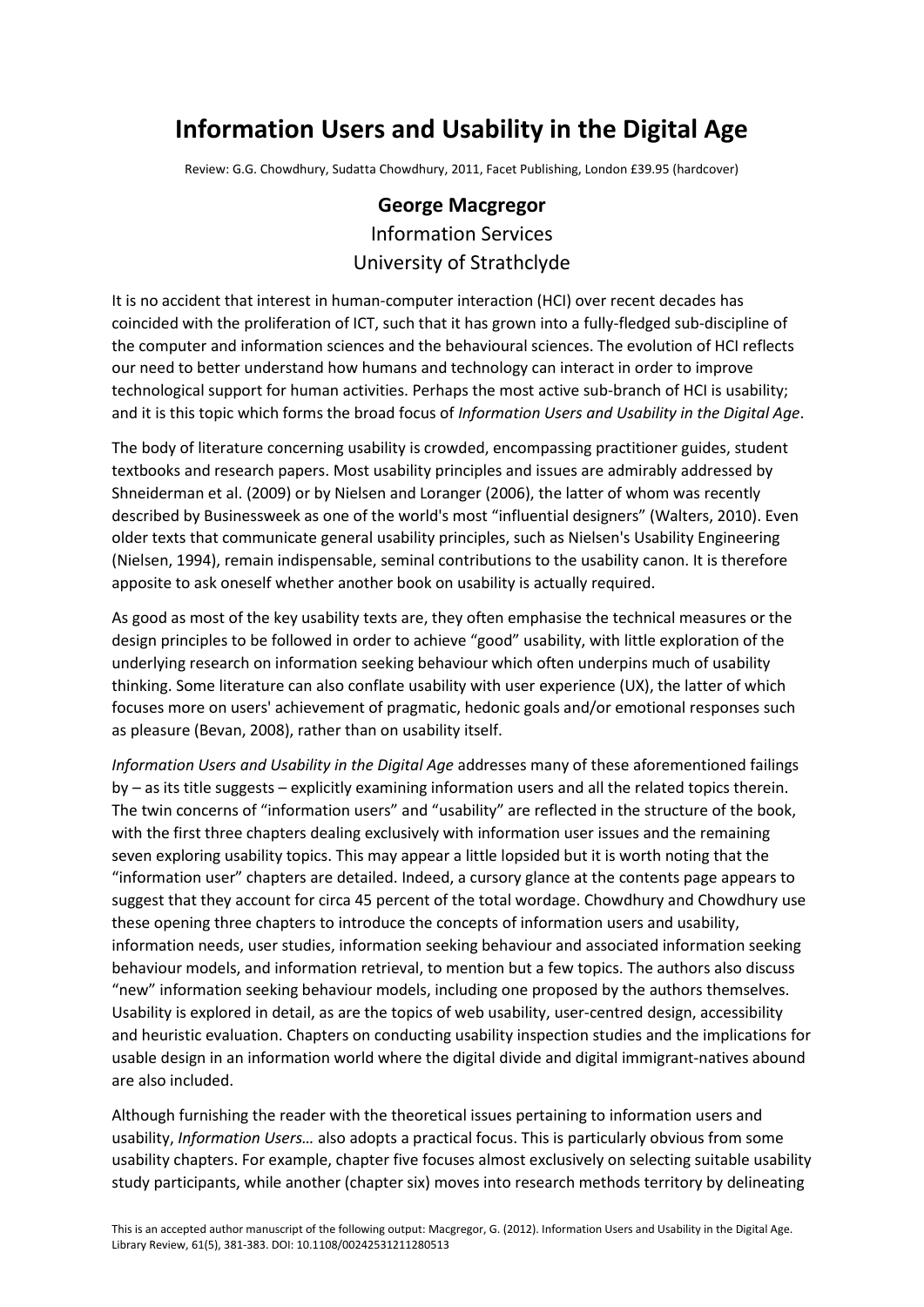# Information Users and Usability in the Digital Age

Review: G.G. Chowdhury, Sudatta Chowdhury, 2011, Facet Publishing, London £39.95 (hardcover)

**George Macgregor**

Information Services

University of Strathclyde

It is no accident that interest in human-computer interaction (HCI) over recent decades has coincided with the proliferation of ICT, such that it has grown into a fully-fledged sub-discipline of the computer and information sciences and the behavioural sciences. The evolution of HCI reflects our need to better understand how humans and technology can interact in order to improve technological support for human activities. Perhaps the most active sub-branch of HCI is usability; and it is this topic which forms the broad focus of *Information Users and Usability in the Digital Age*.

The body of literature concerning usability is crowded, encompassing practitioner guides, student textbooks and research papers. Most usability principles and issues are admirably addressed by Shneiderman et al. (2009) or by Nielsen and Loranger (2006), the latter of whom was recently described by Businessweek as one of the world's most "influential designers" (Walters, 2010). Even older texts that communicate general usability principles, such as Nielsen's Usability Engineering (Nielsen, 1994), remain indispensable, seminal contributions to the usability canon. It is therefore apposite to ask oneself whether another book on usability is actually required.

As good as most of the key usability texts are, they often emphasise the technical measures or the design principles to be followed in order to achieve "good" usability, with little exploration of the underlying research on information seeking behaviour which often underpins much of usability thinking. Some literature can also conflate usability with user experience (UX), the latter of which focuses more on users' achievement of pragmatic, hedonic goals and/or emotional responses such as pleasure (Bevan, 2008), rather than on usability itself.

*Information Users and Usability in the Digital Age* addresses many of these aforementioned failings by – as its title suggests – explicitly examining information users and all the related topics therein. The twin concerns of "information users" and "usability" are reflected in the structure of the book, with the first three chapters dealing exclusively with information user issues and the remaining seven exploring usability topics. This may appear a little lopsided but it is worth noting that the "information user" chapters are detailed. Indeed, a cursory glance at the contents page appears to suggest that they account for circa 45 percent of the total wordage. Chowdhury and Chowdhury use these opening three chapters to introduce the concepts of information users and usability, information needs, user studies, information seeking behaviour and associated information seeking behaviour models, and information retrieval, to mention but a few topics. The authors also discuss "new" information seeking behaviour models, including one proposed by the authors themselves. Usability is explored in detail, as are the topics of web usability, user-centred design, accessibility and heuristic evaluation. Chapters on conducting usability inspection studies and the implications for usable design in an information world where the digital divide and digital immigrant-natives abound are also included.

Although furnishing the reader with the theoretical issues pertaining to information users and usability, *Information Users…* also adopts a practical focus. This is particularly obvious from some usability chapters. For example, chapter five focuses almost exclusively on selecting suitable usability study participants, while another (chapter six) moves into research methods territory by delineating

This is an accepted author manuscript of the following output: Macgregor, G. (2012). Information Users and Usability in the Digital Age. Library Review, 61(5), 381-383. DOI: 10.1108/00242531211280513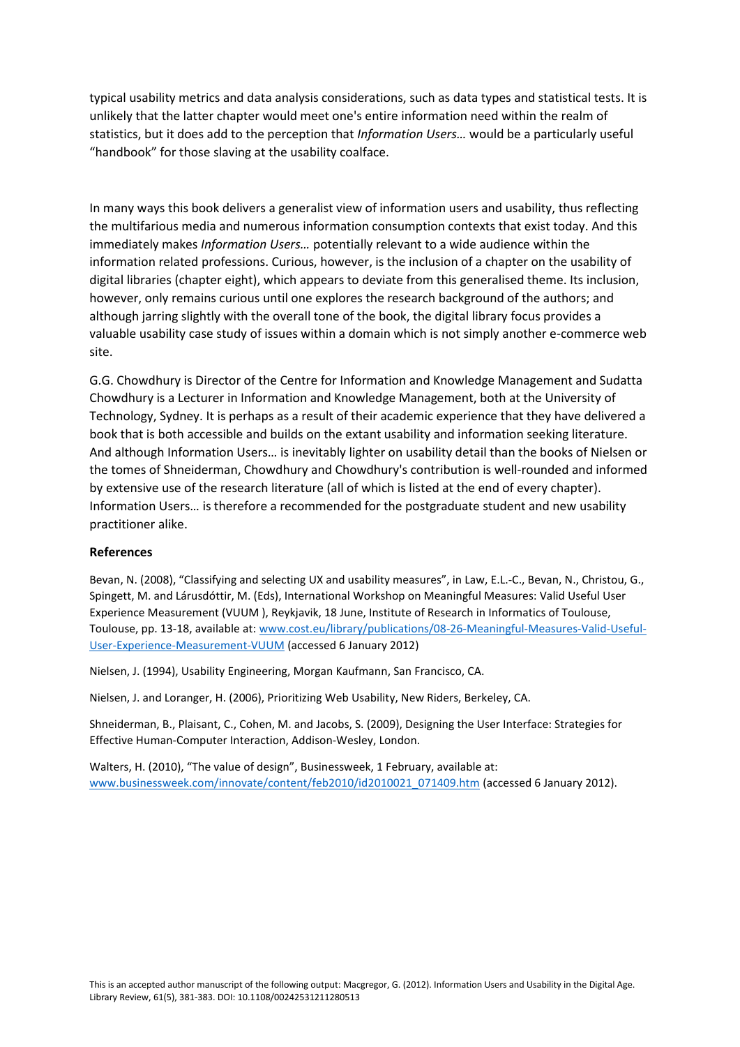typical usability metrics and data analysis considerations, such as data types and statistical tests. It is unlikely that the latter chapter would meet one's entire information need within the realm of statistics, but it does add to the perception that *Information Users…* would be a particularly useful "handbook" for those slaving at the usability coalface.

In many ways this book delivers a generalist view of information users and usability, thus reflecting the multifarious media and numerous information consumption contexts that exist today. And this immediately makes *Information Users…* potentially relevant to a wide audience within the information related professions. Curious, however, is the inclusion of a chapter on the usability of digital libraries (chapter eight), which appears to deviate from this generalised theme. Its inclusion, however, only remains curious until one explores the research background of the authors; and although jarring slightly with the overall tone of the book, the digital library focus provides a valuable usability case study of issues within a domain which is not simply another e-commerce web site.

G.G. Chowdhury is Director of the Centre for Information and Knowledge Management and Sudatta Chowdhury is a Lecturer in Information and Knowledge Management, both at the University of Technology, Sydney. It is perhaps as a result of their academic experience that they have delivered a book that is both accessible and builds on the extant usability and information seeking literature. And although Information Users… is inevitably lighter on usability detail than the books of Nielsen or the tomes of Shneiderman, Chowdhury and Chowdhury's contribution is well-rounded and informed by extensive use of the research literature (all of which is listed at the end of every chapter). Information Users… is therefore a recommended for the postgraduate student and new usability practitioner alike.

**References**

Bevan, N. (2008), "Classifying and selecting UX and usability measures", in Law, E.L.-C., Bevan, N., Christou, G., Spingett, M. and Lárusdóttir, M. (Eds), International Workshop on Meaningful Measures: Valid Useful User Experience Measurement (VUUM ), Reykjavik, 18 June, Institute of Research in Informatics of Toulouse, Toulouse, pp. 13-18, available at: www.cost.eu/library/publications/08-26-Meaningful-Measures-Valid-Useful-User-Experience-Measurement-VUUM (accessed 6 January 2012)

Nielsen, J. (1994), Usability Engineering, Morgan Kaufmann, San Francisco, CA.

Nielsen, J. and Loranger, H. (2006), Prioritizing Web Usability, New Riders, Berkeley, CA.

Shneiderman, B., Plaisant, C., Cohen, M. and Jacobs, S. (2009), Designing the User Interface: Strategies for Effective Human-Computer Interaction, Addison-Wesley, London.

Walters, H. (2010), "The value of design", Businessweek, 1 February, available at: www.businessweek.com/innovate/content/feb2010/id2010021_071409.htm (accessed 6 January 2012).

This is an accepted author manuscript of the following output: Macgregor, G. (2012). Information Users and Usability in the Digital Age. Library Review, 61(5), 381-383. DOI: 10.1108/00242531211280513